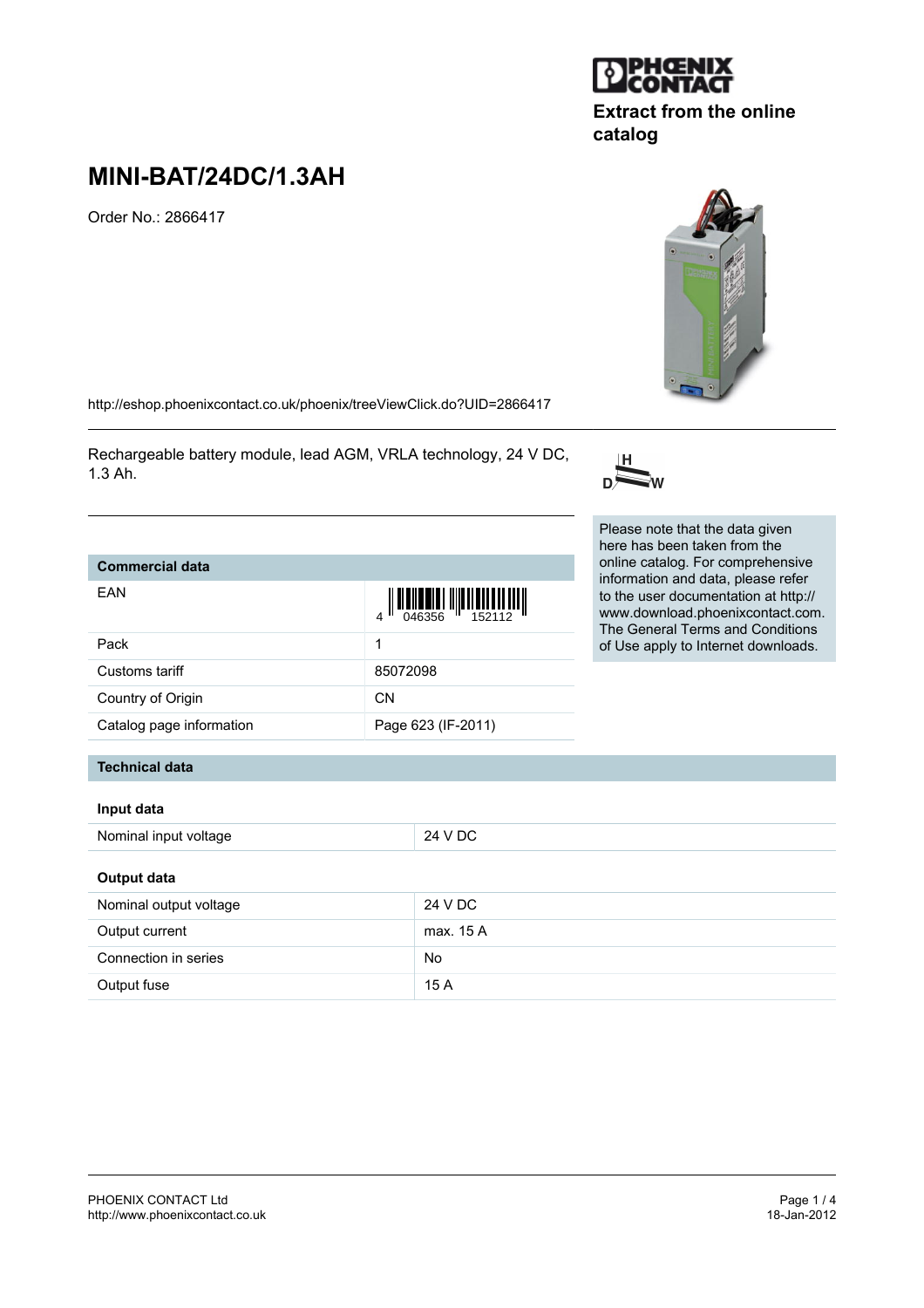PHOENIX CONTACT

Extract from the online catalog

# MINI-BAT/24DC/1.3AH

Order No.: 2866417

http://eshop.phoenixcontact.co.uk/phoenix/treeViewClick.do?UID=2866417

Rechargeable battery module, lead AGM, VRLA technology, 24 V DC, 1.3 Ah.

Please note that the data given here has been taken from the online catalog. For comprehensive information and data, please refer to the user documentation at http://www.download.phoenixcontact.com. The General Terms and Conditions of Use apply to Internet downloads.

## Commercial data

| Commercial data | |
|---|---|
| EAN | 4 046356 152112 |
| Pack | 1 |
| Customs tariff | 85072098 |
| Country of Origin | CN |
| Catalog page information | Page 623 (IF-2011) |

## Technical data

### Input data

| | |
|---|---|
| Nominal input voltage | 24 V DC |

### Output data

| | |
|---|---|
| Nominal output voltage | 24 V DC |
| Output current | max. 15 A |
| Connection in series | No |
| Output fuse | 15 A |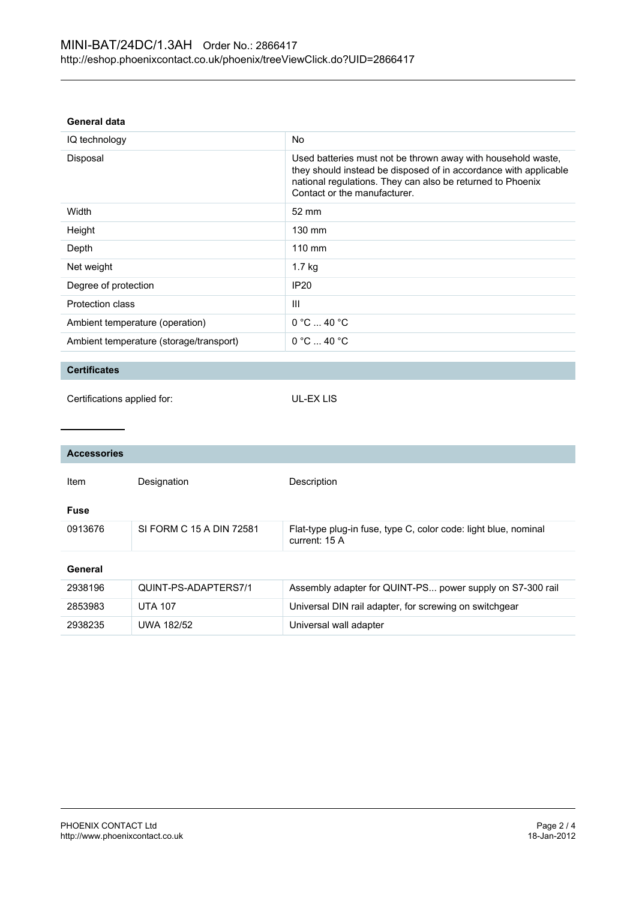## General data

| | |
|---|---|
| IQ technology | No |
| Disposal | Used batteries must not be thrown away with household waste, they should instead be disposed of in accordance with applicable national regulations. They can also be returned to Phoenix Contact or the manufacturer. |
| Width | 52 mm |
| Height | 130 mm |
| Depth | 110 mm |
| Net weight | 1.7 kg |
| Degree of protection | IP20 |
| Protection class | III |
| Ambient temperature (operation) | 0 °C ... 40 °C |
| Ambient temperature (storage/transport) | 0 °C ... 40 °C |

## Certificates

Certifications applied for: UL-EX LIS

## Accessories

| Item | Designation | Description |
|---|---|---|
| **Fuse** | | |
| 0913676 | SI FORM C 15 A DIN 72581 | Flat-type plug-in fuse, type C, color code: light blue, nominal current: 15 A |
| **General** | | |
| 2938196 | QUINT-PS-ADAPTERS7/1 | Assembly adapter for QUINT-PS... power supply on S7-300 rail |
| 2853983 | UTA 107 | Universal DIN rail adapter, for screwing on switchgear |
| 2938235 | UWA 182/52 | Universal wall adapter |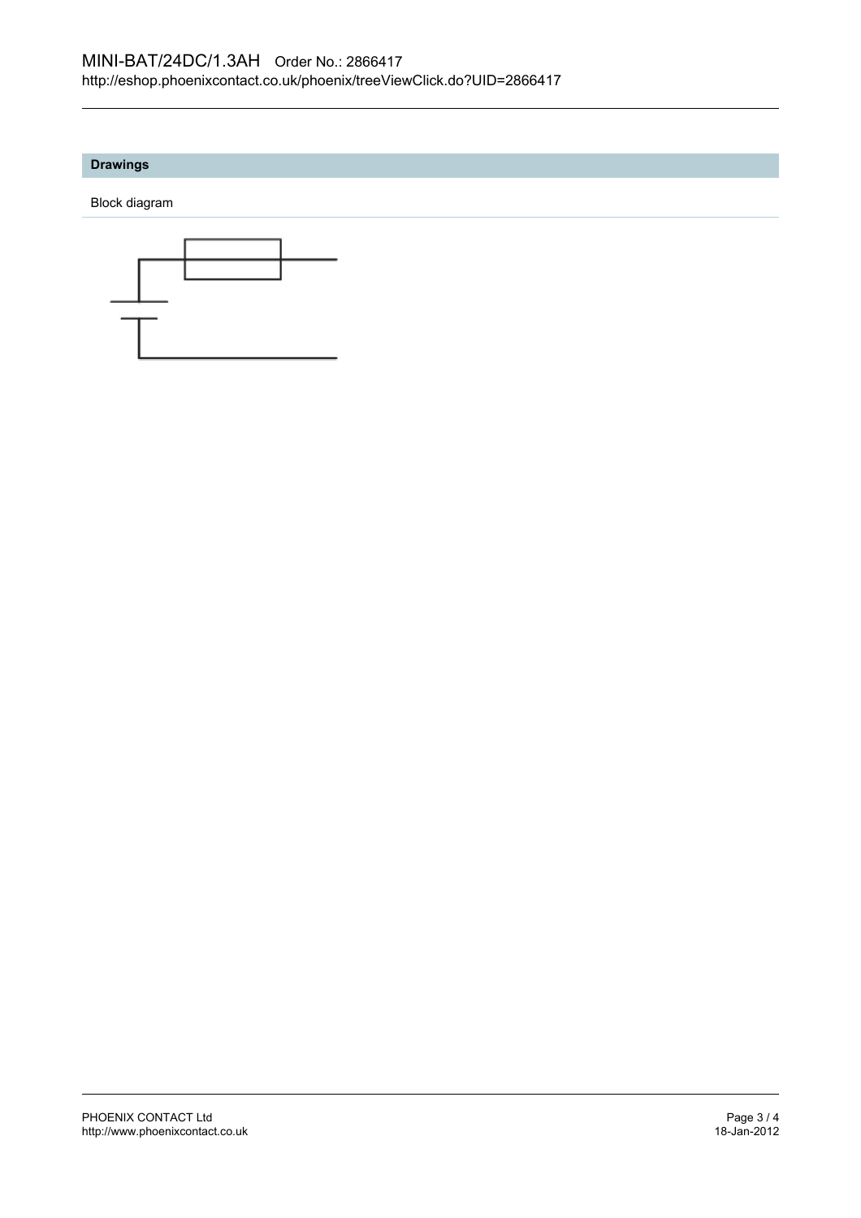## Drawings

Block diagram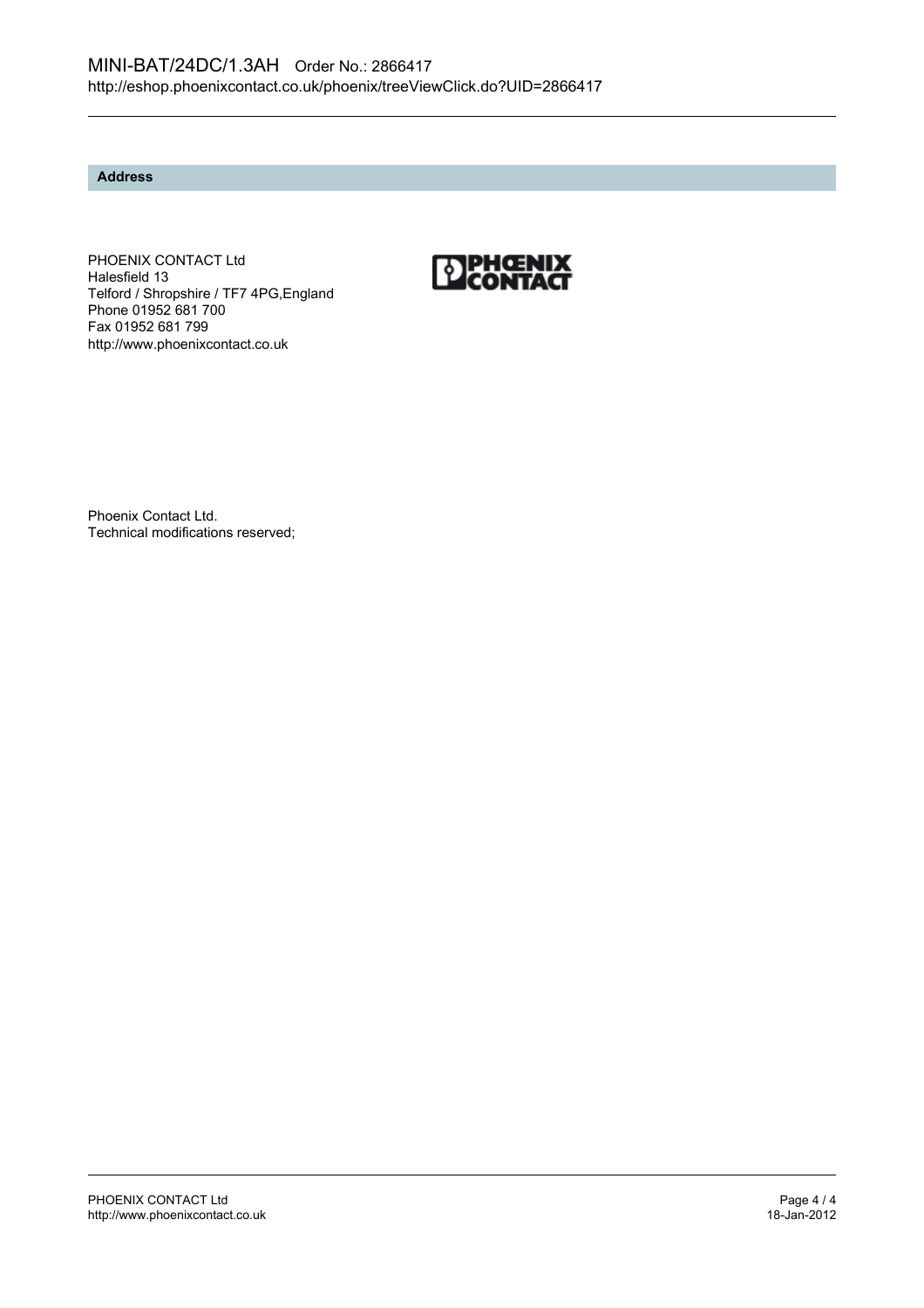## Address

PHOENIX CONTACT Ltd
Halesfield 13
Telford / Shropshire / TF7 4PG,England
Phone 01952 681 700
Fax 01952 681 799
http://www.phoenixcontact.co.uk

Phoenix Contact Ltd.
Technical modifications reserved;